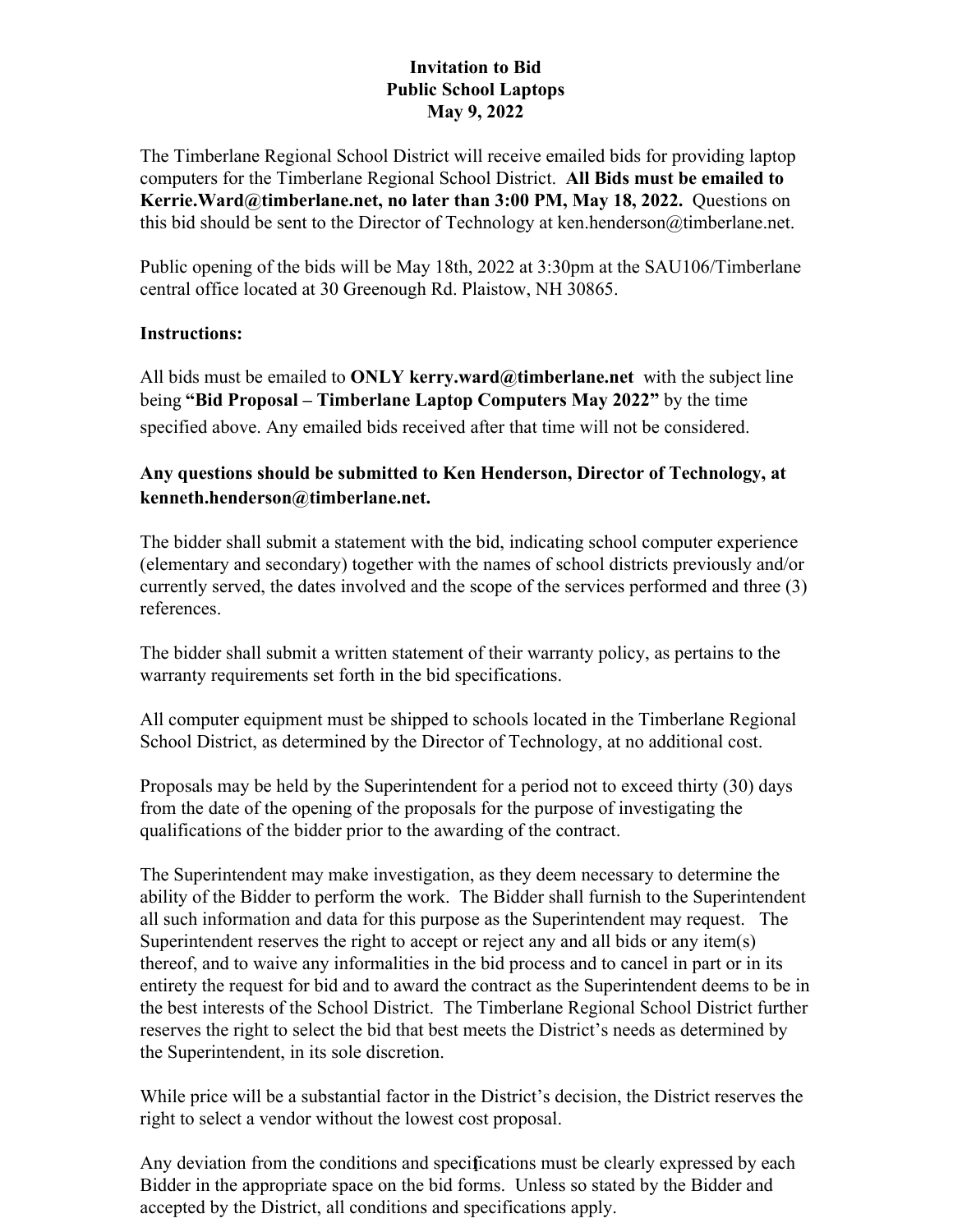**Invitation to Bid**
**Public School Laptops**
**May 9, 2022**

The Timberlane Regional School District will receive emailed bids for providing laptop computers for the Timberlane Regional School District. **All Bids must be emailed to Kerrie.Ward@timberlane.net, no later than 3:00 PM, May 18, 2022.** Questions on this bid should be sent to the Director of Technology at ken.henderson@timberlane.net.

Public opening of the bids will be May 18th, 2022 at 3:30pm at the SAU106/Timberlane central office located at 30 Greenough Rd. Plaistow, NH 30865.

**Instructions:**

All bids must be emailed to **ONLY kerry.ward@timberlane.net** with the subject line being **"Bid Proposal – Timberlane Laptop Computers May 2022"** by the time specified above. Any emailed bids received after that time will not be considered.

**Any questions should be submitted to Ken Henderson, Director of Technology, at kenneth.henderson@timberlane.net.**

The bidder shall submit a statement with the bid, indicating school computer experience (elementary and secondary) together with the names of school districts previously and/or currently served, the dates involved and the scope of the services performed and three (3) references.

The bidder shall submit a written statement of their warranty policy, as pertains to the warranty requirements set forth in the bid specifications.

All computer equipment must be shipped to schools located in the Timberlane Regional School District, as determined by the Director of Technology, at no additional cost.

Proposals may be held by the Superintendent for a period not to exceed thirty (30) days from the date of the opening of the proposals for the purpose of investigating the qualifications of the bidder prior to the awarding of the contract.

The Superintendent may make investigation, as they deem necessary to determine the ability of the Bidder to perform the work. The Bidder shall furnish to the Superintendent all such information and data for this purpose as the Superintendent may request. The Superintendent reserves the right to accept or reject any and all bids or any item(s) thereof, and to waive any informalities in the bid process and to cancel in part or in its entirety the request for bid and to award the contract as the Superintendent deems to be in the best interests of the School District. The Timberlane Regional School District further reserves the right to select the bid that best meets the District's needs as determined by the Superintendent, in its sole discretion.

While price will be a substantial factor in the District's decision, the District reserves the right to select a vendor without the lowest cost proposal.

Any deviation from the conditions and specifications must be clearly expressed by each Bidder in the appropriate space on the bid forms. Unless so stated by the Bidder and accepted by the District, all conditions and specifications apply.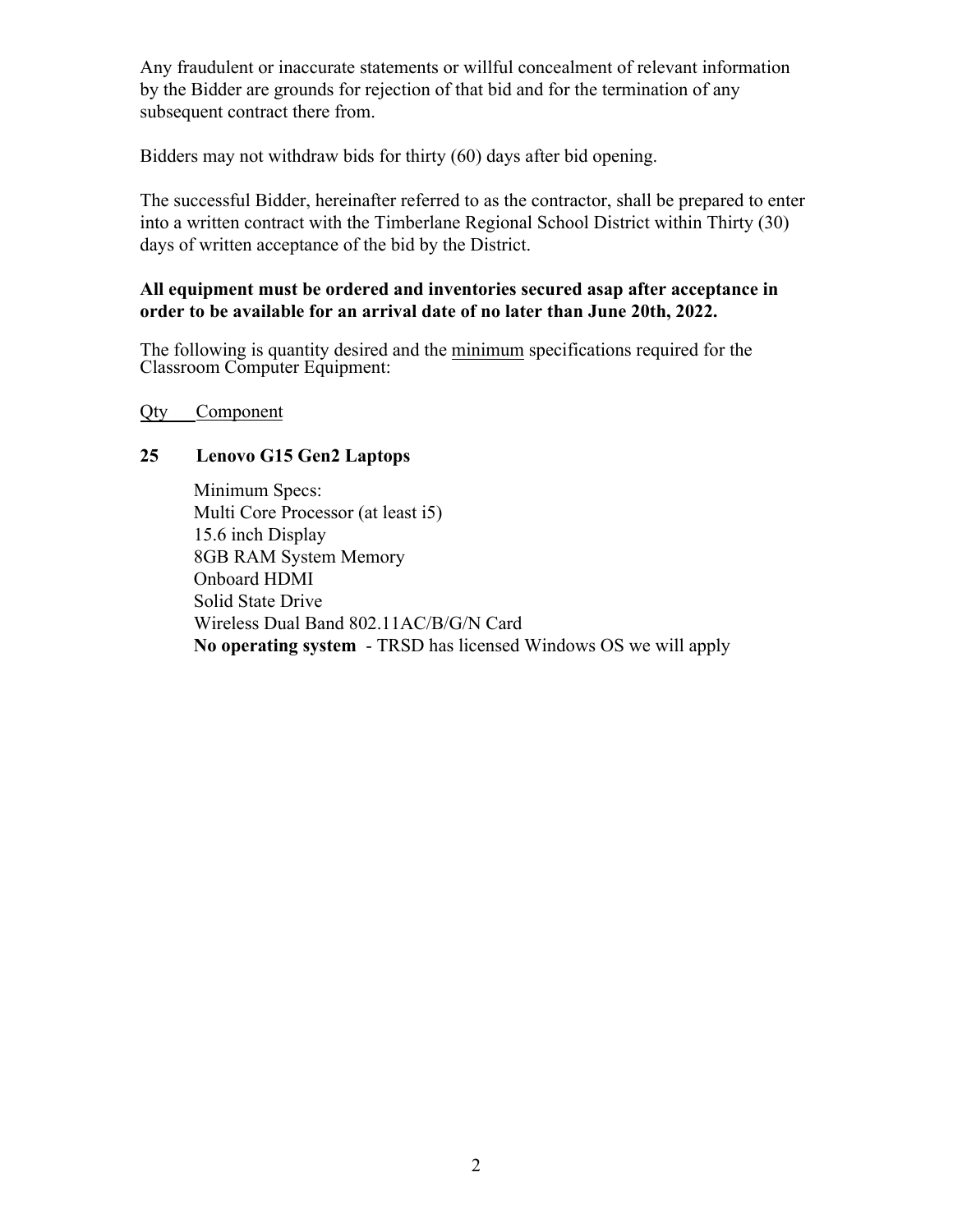Any fraudulent or inaccurate statements or willful concealment of relevant information by the Bidder are grounds for rejection of that bid and for the termination of any subsequent contract there from.

Bidders may not withdraw bids for thirty (60) days after bid opening.

The successful Bidder, hereinafter referred to as the contractor, shall be prepared to enter into a written contract with the Timberlane Regional School District within Thirty (30) days of written acceptance of the bid by the District.

**All equipment must be ordered and inventories secured asap after acceptance in order to be available for an arrival date of no later than June 20th, 2022.**

The following is quantity desired and the minimum specifications required for the Classroom Computer Equipment:

Qty Component

**25 Lenovo G15 Gen2 Laptops**

Minimum Specs:
Multi Core Processor (at least i5)
15.6 inch Display
8GB RAM System Memory
Onboard HDMI
Solid State Drive
Wireless Dual Band 802.11AC/B/G/N Card
**No operating system** - TRSD has licensed Windows OS we will apply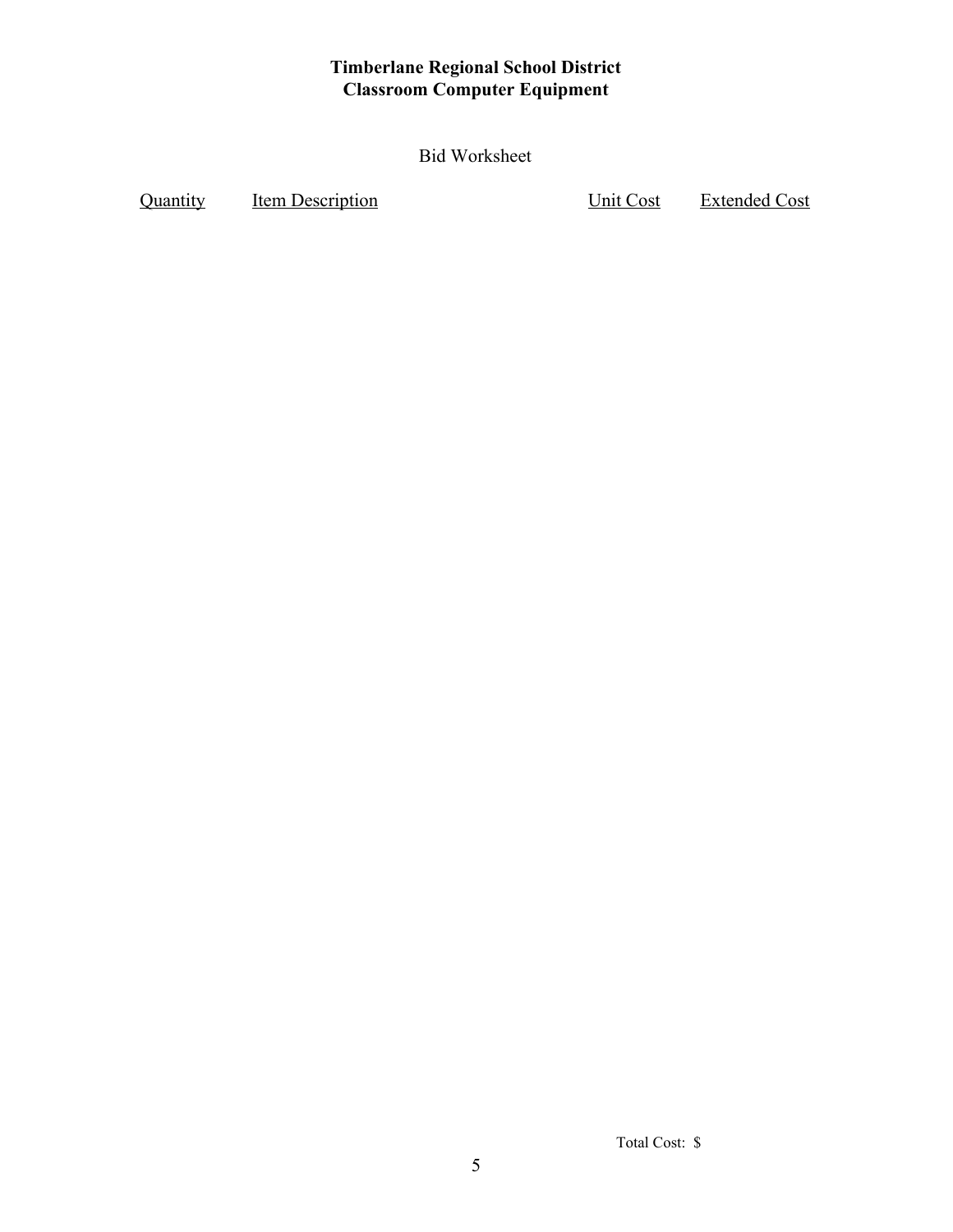**Timberlane Regional School District**
**Classroom Computer Equipment**

Bid Worksheet

| Quantity | Item Description | Unit Cost | Extended Cost |
|---|---|---|---|

Total Cost: $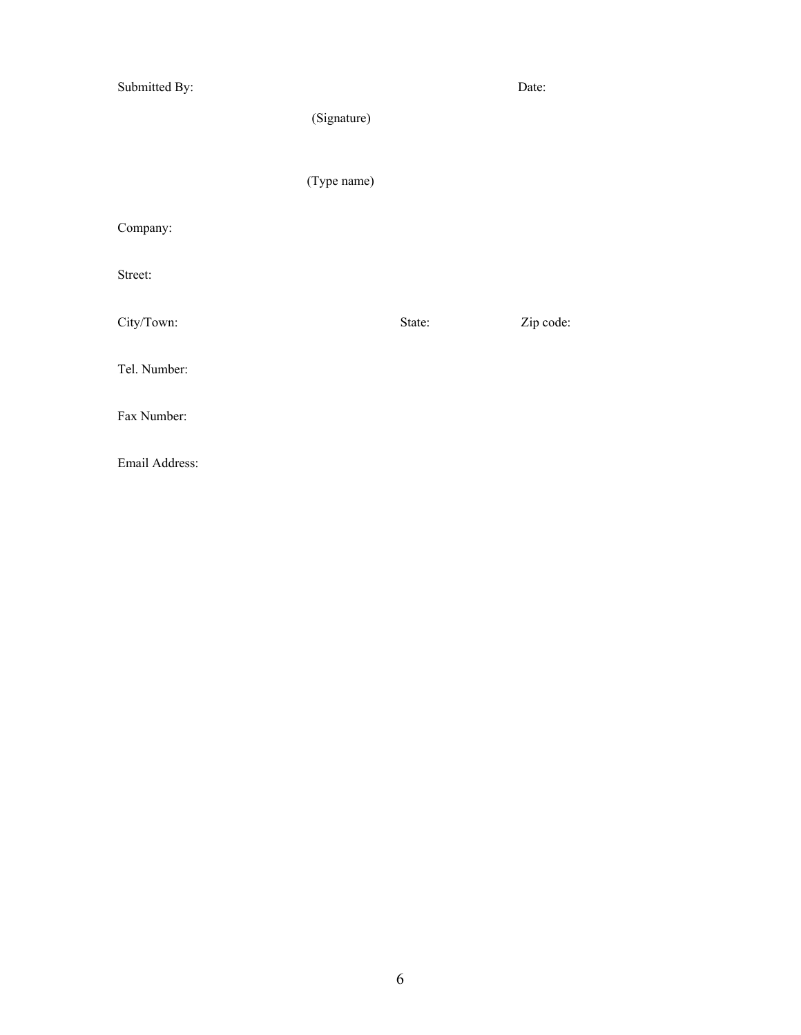Submitted By: Date:

(Signature)

(Type name)

Company:

Street:

City/Town: State: Zip code:

Tel. Number:

Fax Number:

Email Address: